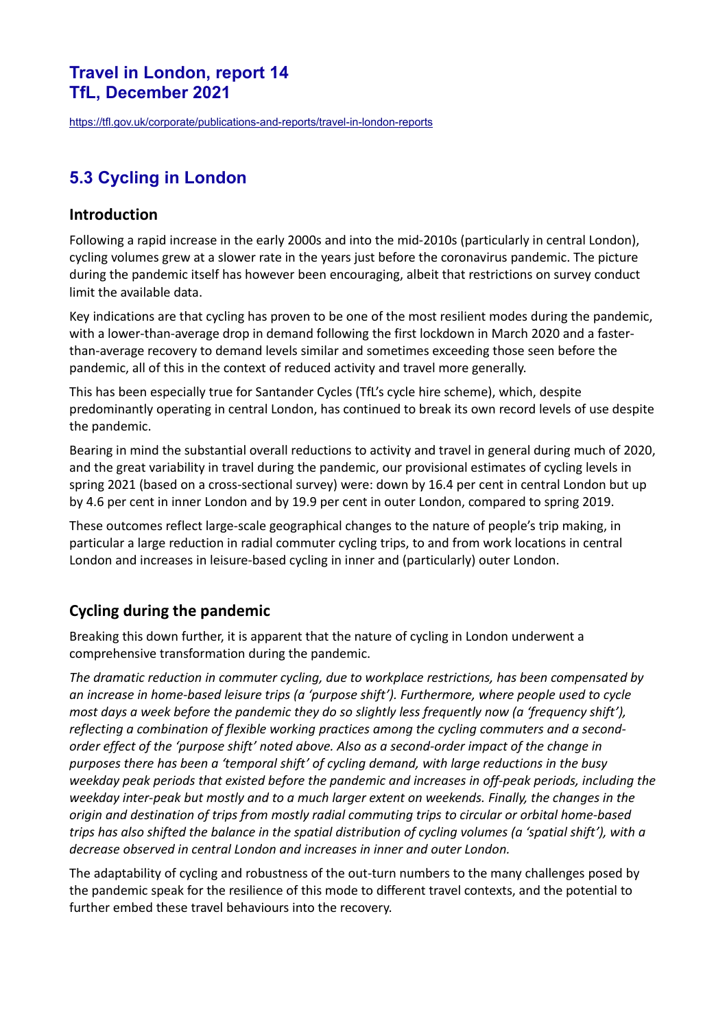# Travel in London, report 14
# TfL, December 2021

https://tfl.gov.uk/corporate/publications-and-reports/travel-in-london-reports

## 5.3 Cycling in London

### Introduction

Following a rapid increase in the early 2000s and into the mid-2010s (particularly in central London), cycling volumes grew at a slower rate in the years just before the coronavirus pandemic. The picture during the pandemic itself has however been encouraging, albeit that restrictions on survey conduct limit the available data.

Key indications are that cycling has proven to be one of the most resilient modes during the pandemic, with a lower-than-average drop in demand following the first lockdown in March 2020 and a faster-than-average recovery to demand levels similar and sometimes exceeding those seen before the pandemic, all of this in the context of reduced activity and travel more generally.

This has been especially true for Santander Cycles (TfL's cycle hire scheme), which, despite predominantly operating in central London, has continued to break its own record levels of use despite the pandemic.

Bearing in mind the substantial overall reductions to activity and travel in general during much of 2020, and the great variability in travel during the pandemic, our provisional estimates of cycling levels in spring 2021 (based on a cross-sectional survey) were: down by 16.4 per cent in central London but up by 4.6 per cent in inner London and by 19.9 per cent in outer London, compared to spring 2019.

These outcomes reflect large-scale geographical changes to the nature of people's trip making, in particular a large reduction in radial commuter cycling trips, to and from work locations in central London and increases in leisure-based cycling in inner and (particularly) outer London.

### Cycling during the pandemic

Breaking this down further, it is apparent that the nature of cycling in London underwent a comprehensive transformation during the pandemic.

*The dramatic reduction in commuter cycling, due to workplace restrictions, has been compensated by an increase in home-based leisure trips (a 'purpose shift'). Furthermore, where people used to cycle most days a week before the pandemic they do so slightly less frequently now (a 'frequency shift'), reflecting a combination of flexible working practices among the cycling commuters and a second-order effect of the 'purpose shift' noted above. Also as a second-order impact of the change in purposes there has been a 'temporal shift' of cycling demand, with large reductions in the busy weekday peak periods that existed before the pandemic and increases in off-peak periods, including the weekday inter-peak but mostly and to a much larger extent on weekends. Finally, the changes in the origin and destination of trips from mostly radial commuting trips to circular or orbital home-based trips has also shifted the balance in the spatial distribution of cycling volumes (a 'spatial shift'), with a decrease observed in central London and increases in inner and outer London.*

The adaptability of cycling and robustness of the out-turn numbers to the many challenges posed by the pandemic speak for the resilience of this mode to different travel contexts, and the potential to further embed these travel behaviours into the recovery.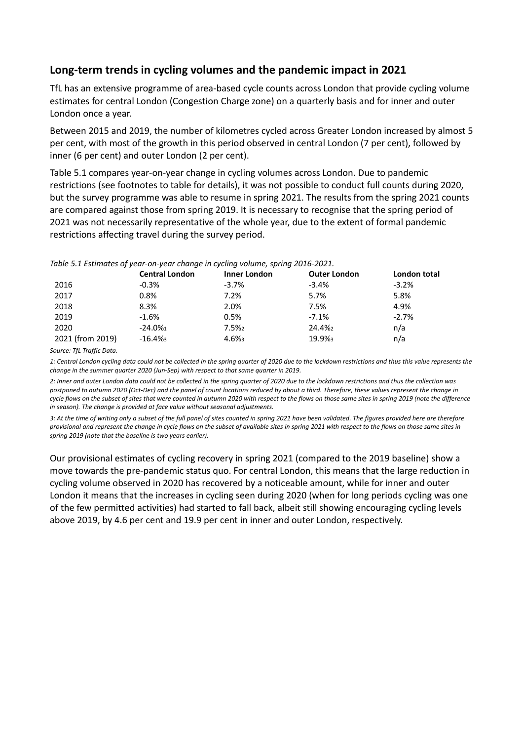## Long-term trends in cycling volumes and the pandemic impact in 2021

TfL has an extensive programme of area-based cycle counts across London that provide cycling volume estimates for central London (Congestion Charge zone) on a quarterly basis and for inner and outer London once a year.

Between 2015 and 2019, the number of kilometres cycled across Greater London increased by almost 5 per cent, with most of the growth in this period observed in central London (7 per cent), followed by inner (6 per cent) and outer London (2 per cent).

Table 5.1 compares year-on-year change in cycling volumes across London. Due to pandemic restrictions (see footnotes to table for details), it was not possible to conduct full counts during 2020, but the survey programme was able to resume in spring 2021. The results from the spring 2021 counts are compared against those from spring 2019. It is necessary to recognise that the spring period of 2021 was not necessarily representative of the whole year, due to the extent of formal pandemic restrictions affecting travel during the survey period.

*Table 5.1 Estimates of year-on-year change in cycling volume, spring 2016-2021.*

| | Central London | Inner London | Outer London | London total |
|---|---|---|---|---|
| 2016 | -0.3% | -3.7% | -3.4% | -3.2% |
| 2017 | 0.8% | 7.2% | 5.7% | 5.8% |
| 2018 | 8.3% | 2.0% | 7.5% | 4.9% |
| 2019 | -1.6% | 0.5% | -7.1% | -2.7% |
| 2020 | -24.0%[1] | 7.5%[2] | 24.4%[2] | n/a |
| 2021 (from 2019) | -16.4%[3] | 4.6%[3] | 19.9%[3] | n/a |

*Source: TfL Traffic Data.*

*1: Central London cycling data could not be collected in the spring quarter of 2020 due to the lockdown restrictions and thus this value represents the change in the summer quarter 2020 (Jun-Sep) with respect to that same quarter in 2019.*

*2: Inner and outer London data could not be collected in the spring quarter of 2020 due to the lockdown restrictions and thus the collection was postponed to autumn 2020 (Oct-Dec) and the panel of count locations reduced by about a third. Therefore, these values represent the change in cycle flows on the subset of sites that were counted in autumn 2020 with respect to the flows on those same sites in spring 2019 (note the difference in season). The change is provided at face value without seasonal adjustments.*

*3: At the time of writing only a subset of the full panel of sites counted in spring 2021 have been validated. The figures provided here are therefore provisional and represent the change in cycle flows on the subset of available sites in spring 2021 with respect to the flows on those same sites in spring 2019 (note that the baseline is two years earlier).*

Our provisional estimates of cycling recovery in spring 2021 (compared to the 2019 baseline) show a move towards the pre-pandemic status quo. For central London, this means that the large reduction in cycling volume observed in 2020 has recovered by a noticeable amount, while for inner and outer London it means that the increases in cycling seen during 2020 (when for long periods cycling was one of the few permitted activities) had started to fall back, albeit still showing encouraging cycling levels above 2019, by 4.6 per cent and 19.9 per cent in inner and outer London, respectively.